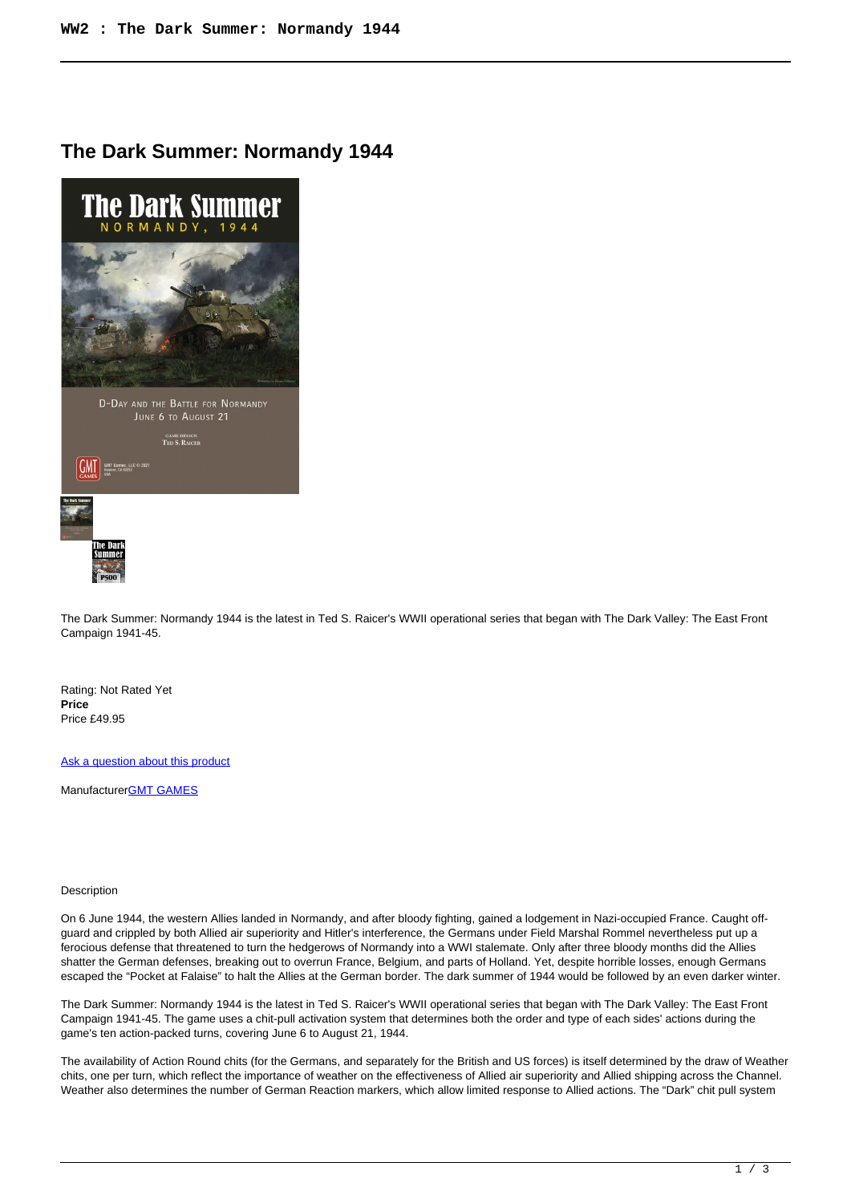# The Dark Summer: Normandy 1944

The Dark Summer: Normandy 1944 is the latest in Ted S. Raicer's WWII operational series that began with The Dark Valley: The East Front Campaign 1941-45.

Rating: Not Rated Yet
**Price**
Price £49.95

[Ask a question about this product]

Manufacturer[GMT GAMES]

Description

On 6 June 1944, the western Allies landed in Normandy, and after bloody fighting, gained a lodgement in Nazi-occupied France. Caught off-guard and crippled by both Allied air superiority and Hitler's interference, the Germans under Field Marshal Rommel nevertheless put up a ferocious defense that threatened to turn the hedgerows of Normandy into a WWI stalemate. Only after three bloody months did the Allies shatter the German defenses, breaking out to overrun France, Belgium, and parts of Holland. Yet, despite horrible losses, enough Germans escaped the "Pocket at Falaise" to halt the Allies at the German border. The dark summer of 1944 would be followed by an even darker winter.

The Dark Summer: Normandy 1944 is the latest in Ted S. Raicer's WWII operational series that began with The Dark Valley: The East Front Campaign 1941-45. The game uses a chit-pull activation system that determines both the order and type of each sides' actions during the game's ten action-packed turns, covering June 6 to August 21, 1944.

The availability of Action Round chits (for the Germans, and separately for the British and US forces) is itself determined by the draw of Weather chits, one per turn, which reflect the importance of weather on the effectiveness of Allied air superiority and Allied shipping across the Channel. Weather also determines the number of German Reaction markers, which allow limited response to Allied actions. The "Dark" chit pull system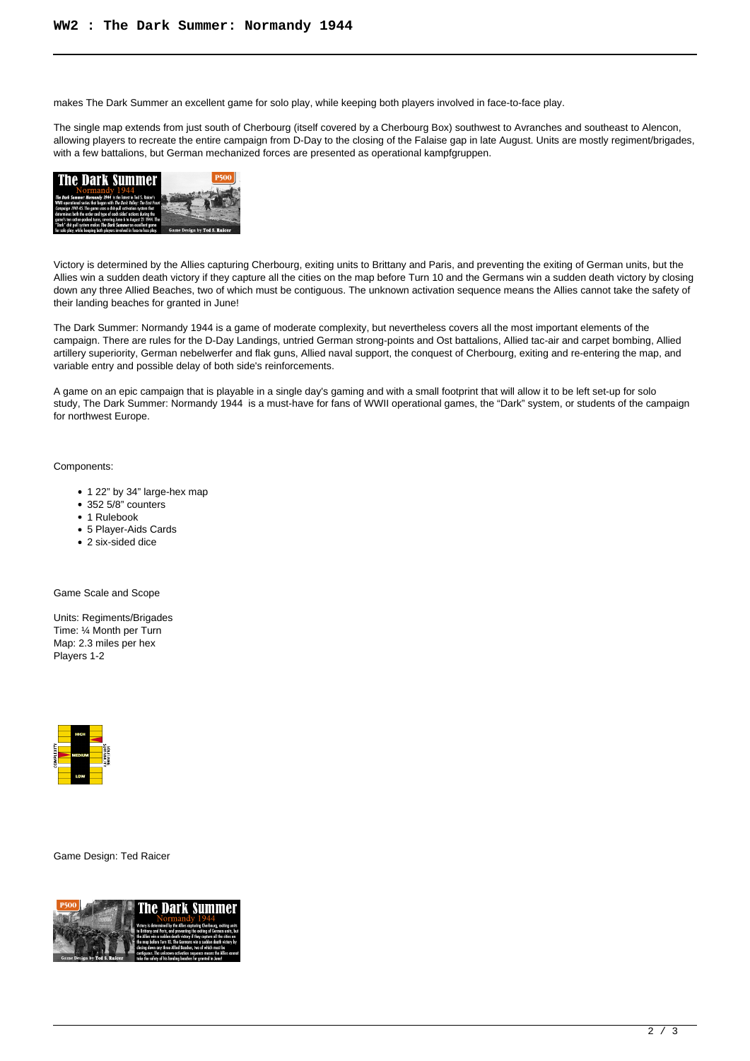makes The Dark Summer an excellent game for solo play, while keeping both players involved in face-to-face play.

The single map extends from just south of Cherbourg (itself covered by a Cherbourg Box) southwest to Avranches and southeast to Alencon, allowing players to recreate the entire campaign from D-Day to the closing of the Falaise gap in late August. Units are mostly regiment/brigades, with a few battalions, but German mechanized forces are presented as operational kampfgruppen.

Victory is determined by the Allies capturing Cherbourg, exiting units to Brittany and Paris, and preventing the exiting of German units, but the Allies win a sudden death victory if they capture all the cities on the map before Turn 10 and the Germans win a sudden death victory by closing down any three Allied Beaches, two of which must be contiguous. The unknown activation sequence means the Allies cannot take the safety of their landing beaches for granted in June!

The Dark Summer: Normandy 1944 is a game of moderate complexity, but nevertheless covers all the most important elements of the campaign. There are rules for the D-Day Landings, untried German strong-points and Ost battalions, Allied tac-air and carpet bombing, Allied artillery superiority, German nebelwerfer and flak guns, Allied naval support, the conquest of Cherbourg, exiting and re-entering the map, and variable entry and possible delay of both side's reinforcements.

A game on an epic campaign that is playable in a single day's gaming and with a small footprint that will allow it to be left set-up for solo study, The Dark Summer: Normandy 1944 is a must-have for fans of WWII operational games, the "Dark" system, or students of the campaign for northwest Europe.

Components:

- 1 22" by 34" large-hex map
- 352 5/8" counters
- 1 Rulebook
- 5 Player-Aids Cards
- 2 six-sided dice

Game Scale and Scope

Units: Regiments/Brigades
Time: ¼ Month per Turn
Map: 2.3 miles per hex
Players 1-2

Game Design: Ted Raicer